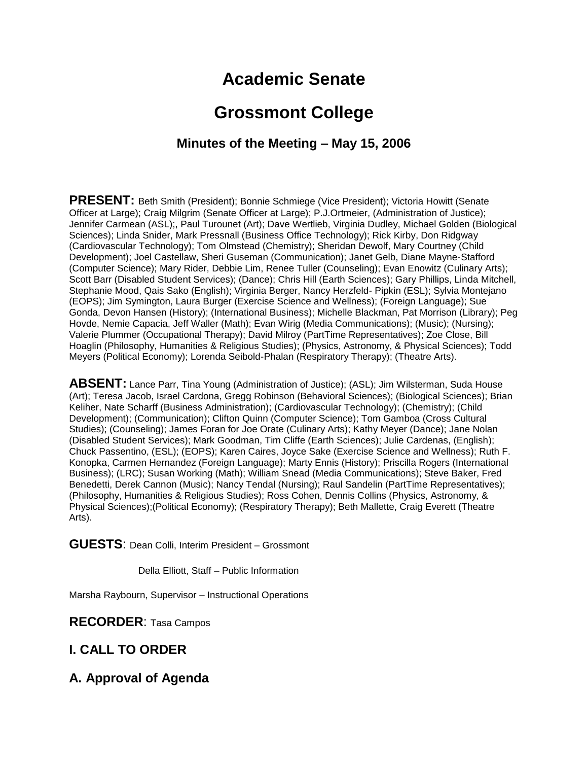# Academic Senate

# Grossmont College

### Minutes of the Meeting – May 15, 2006

**PRESENT:** Beth Smith (President); Bonnie Schmiege (Vice President); Victoria Howitt (Senate Officer at Large); Craig Milgrim (Senate Officer at Large); P.J.Ortmeier, (Administration of Justice); Jennifer Carmean (ASL);, Paul Turounet (Art); Dave Wertlieb, Virginia Dudley, Michael Golden (Biological Sciences); Linda Snider, Mark Pressnall (Business Office Technology); Rick Kirby, Don Ridgway (Cardiovascular Technology); Tom Olmstead (Chemistry); Sheridan Dewolf, Mary Courtney (Child Development); Joel Castellaw, Sheri Guseman (Communication); Janet Gelb, Diane Mayne-Stafford (Computer Science); Mary Rider, Debbie Lim, Renee Tuller (Counseling); Evan Enowitz (Culinary Arts); Scott Barr (Disabled Student Services); (Dance); Chris Hill (Earth Sciences); Gary Phillips, Linda Mitchell, Stephanie Mood, Qais Sako (English); Virginia Berger, Nancy Herzfeld- Pipkin (ESL); Sylvia Montejano (EOPS); Jim Symington, Laura Burger (Exercise Science and Wellness); (Foreign Language); Sue Gonda, Devon Hansen (History); (International Business); Michelle Blackman, Pat Morrison (Library); Peg Hovde, Nemie Capacia, Jeff Waller (Math); Evan Wirig (Media Communications); (Music); (Nursing); Valerie Plummer (Occupational Therapy); David Milroy (PartTime Representatives); Zoe Close, Bill Hoaglin (Philosophy, Humanities & Religious Studies); (Physics, Astronomy, & Physical Sciences); Todd Meyers (Political Economy); Lorenda Seibold-Phalan (Respiratory Therapy); (Theatre Arts).

**ABSENT:** Lance Parr, Tina Young (Administration of Justice); (ASL); Jim Wilsterman, Suda House (Art); Teresa Jacob, Israel Cardona, Gregg Robinson (Behavioral Sciences); (Biological Sciences); Brian Keliher, Nate Scharff (Business Administration); (Cardiovascular Technology); (Chemistry); (Child Development); (Communication); Clifton Quinn (Computer Science); Tom Gamboa (Cross Cultural Studies); (Counseling); James Foran for Joe Orate (Culinary Arts); Kathy Meyer (Dance); Jane Nolan (Disabled Student Services); Mark Goodman, Tim Cliffe (Earth Sciences); Julie Cardenas, (English); Chuck Passentino, (ESL); (EOPS); Karen Caires, Joyce Sake (Exercise Science and Wellness); Ruth F. Konopka, Carmen Hernandez (Foreign Language); Marty Ennis (History); Priscilla Rogers (International Business); (LRC); Susan Working (Math); William Snead (Media Communications); Steve Baker, Fred Benedetti, Derek Cannon (Music); Nancy Tendal (Nursing); Raul Sandelin (PartTime Representatives); (Philosophy, Humanities & Religious Studies); Ross Cohen, Dennis Collins (Physics, Astronomy, & Physical Sciences);(Political Economy); (Respiratory Therapy); Beth Mallette, Craig Everett (Theatre Arts).

**GUESTS**: Dean Colli, Interim President – Grossmont

Della Elliott, Staff – Public Information

Marsha Raybourn, Supervisor – Instructional Operations

**RECORDER**: Tasa Campos

## I. CALL TO ORDER

## A. Approval of Agenda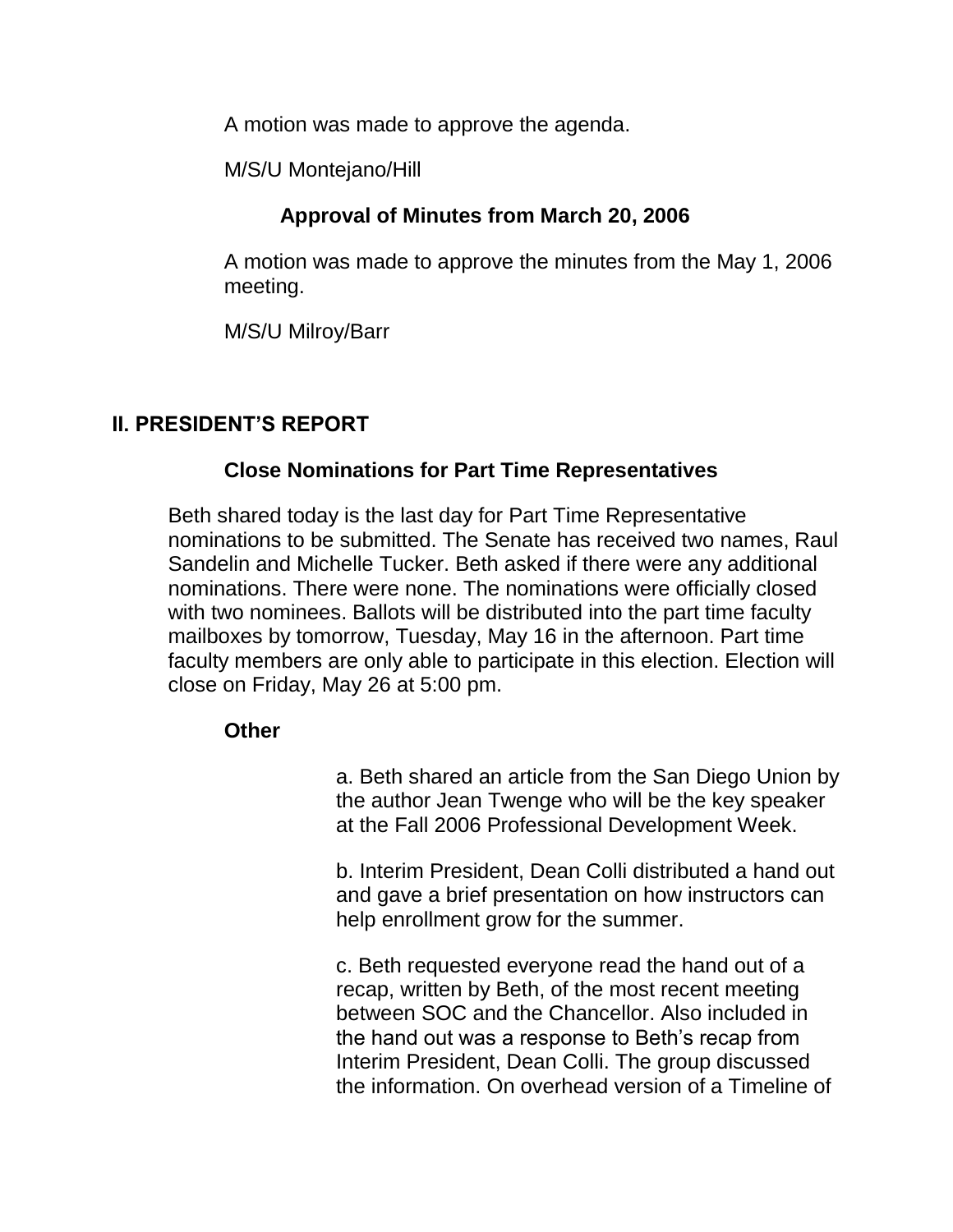A motion was made to approve the agenda.

M/S/U Montejano/Hill

### Approval of Minutes from March 20, 2006

A motion was made to approve the minutes from the May 1, 2006 meeting.

M/S/U Milroy/Barr

## II. PRESIDENT'S REPORT

### Close Nominations for Part Time Representatives

Beth shared today is the last day for Part Time Representative nominations to be submitted. The Senate has received two names, Raul Sandelin and Michelle Tucker. Beth asked if there were any additional nominations. There were none. The nominations were officially closed with two nominees. Ballots will be distributed into the part time faculty mailboxes by tomorrow, Tuesday, May 16 in the afternoon. Part time faculty members are only able to participate in this election. Election will close on Friday, May 26 at 5:00 pm.

### Other

a. Beth shared an article from the San Diego Union by the author Jean Twenge who will be the key speaker at the Fall 2006 Professional Development Week.

b. Interim President, Dean Colli distributed a hand out and gave a brief presentation on how instructors can help enrollment grow for the summer.

c. Beth requested everyone read the hand out of a recap, written by Beth, of the most recent meeting between SOC and the Chancellor. Also included in the hand out was a response to Beth's recap from Interim President, Dean Colli. The group discussed the information. On overhead version of a Timeline of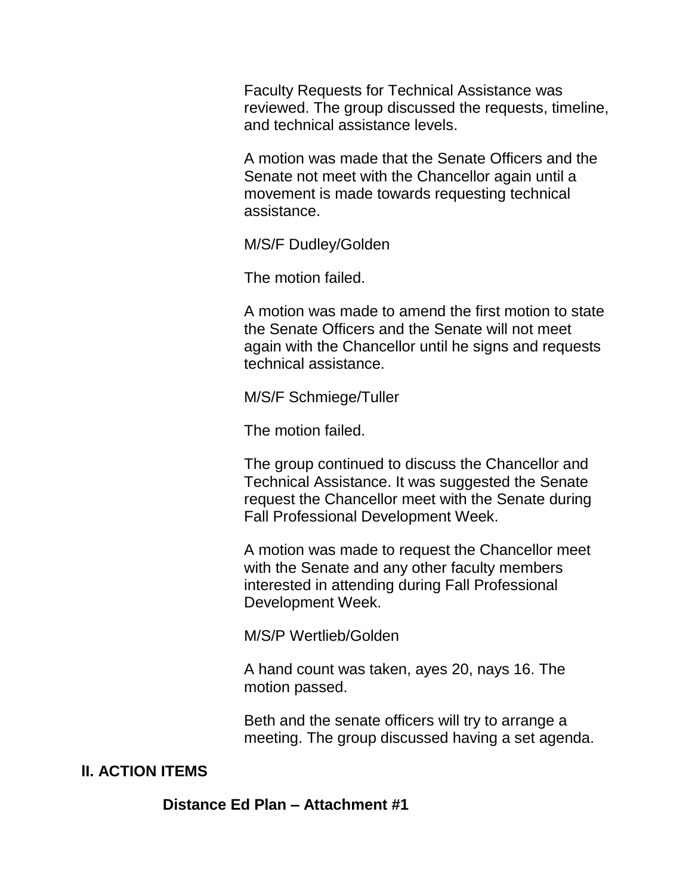Faculty Requests for Technical Assistance was reviewed. The group discussed the requests, timeline, and technical assistance levels.

A motion was made that the Senate Officers and the Senate not meet with the Chancellor again until a movement is made towards requesting technical assistance.

M/S/F Dudley/Golden

The motion failed.

A motion was made to amend the first motion to state the Senate Officers and the Senate will not meet again with the Chancellor until he signs and requests technical assistance.

M/S/F Schmiege/Tuller

The motion failed.

The group continued to discuss the Chancellor and Technical Assistance. It was suggested the Senate request the Chancellor meet with the Senate during Fall Professional Development Week.

A motion was made to request the Chancellor meet with the Senate and any other faculty members interested in attending during Fall Professional Development Week.

M/S/P Wertlieb/Golden

A hand count was taken, ayes 20, nays 16. The motion passed.

Beth and the senate officers will try to arrange a meeting. The group discussed having a set agenda.

## II. ACTION ITEMS

### Distance Ed Plan – Attachment #1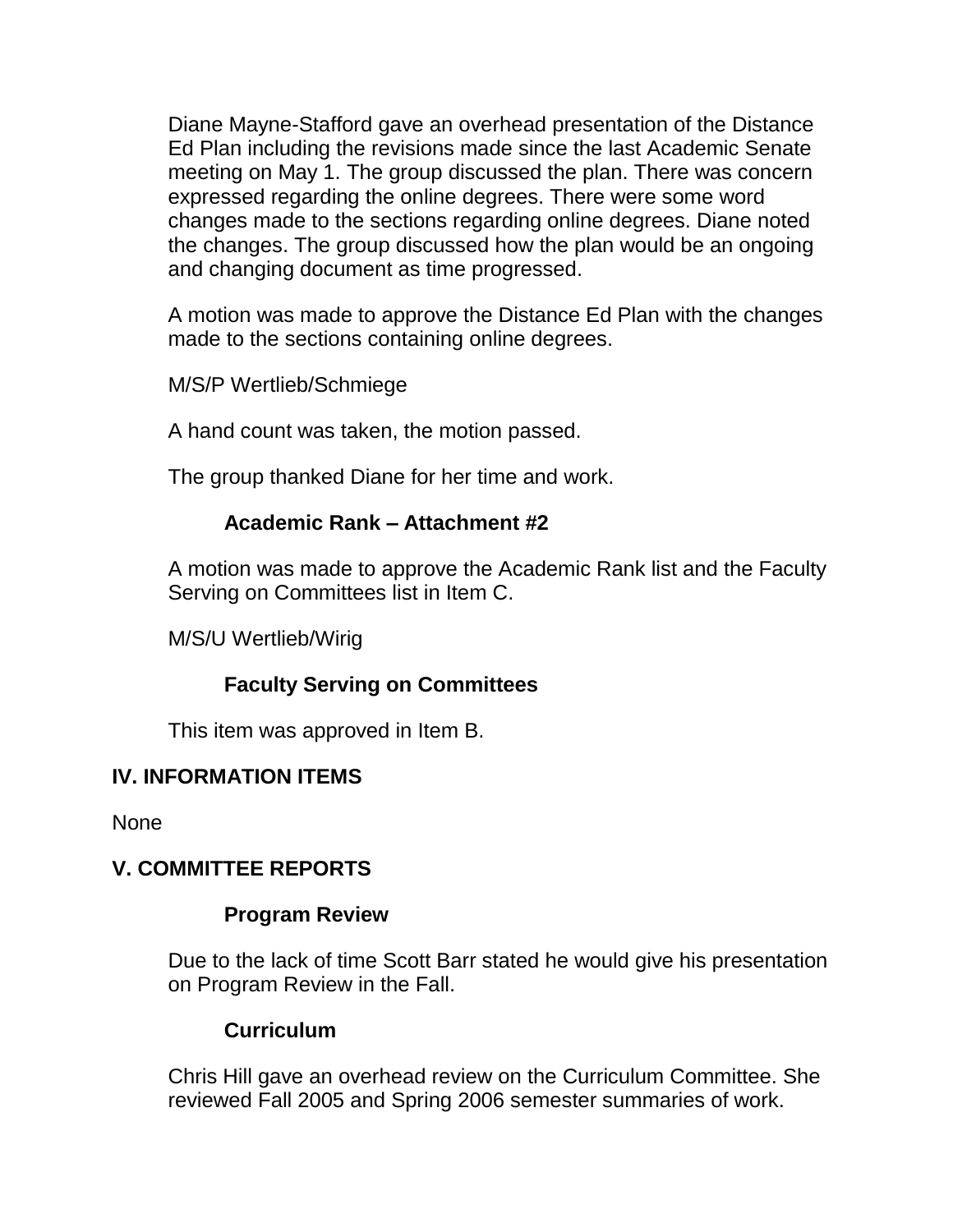Diane Mayne-Stafford gave an overhead presentation of the Distance Ed Plan including the revisions made since the last Academic Senate meeting on May 1. The group discussed the plan. There was concern expressed regarding the online degrees. There were some word changes made to the sections regarding online degrees. Diane noted the changes. The group discussed how the plan would be an ongoing and changing document as time progressed.

A motion was made to approve the Distance Ed Plan with the changes made to the sections containing online degrees.

M/S/P Wertlieb/Schmiege

A hand count was taken, the motion passed.

The group thanked Diane for her time and work.

### Academic Rank – Attachment #2

A motion was made to approve the Academic Rank list and the Faculty Serving on Committees list in Item C.

M/S/U Wertlieb/Wirig

### Faculty Serving on Committees

This item was approved in Item B.

## IV. INFORMATION ITEMS

None

## V. COMMITTEE REPORTS

### Program Review

Due to the lack of time Scott Barr stated he would give his presentation on Program Review in the Fall.

### Curriculum

Chris Hill gave an overhead review on the Curriculum Committee. She reviewed Fall 2005 and Spring 2006 semester summaries of work.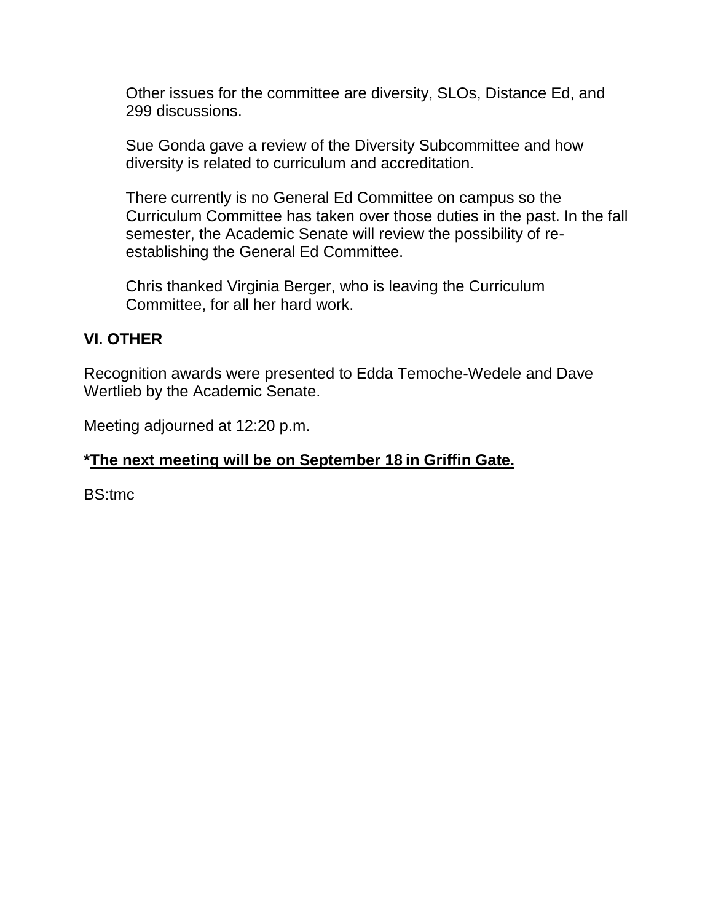Other issues for the committee are diversity, SLOs, Distance Ed, and 299 discussions.

Sue Gonda gave a review of the Diversity Subcommittee and how diversity is related to curriculum and accreditation.

There currently is no General Ed Committee on campus so the Curriculum Committee has taken over those duties in the past. In the fall semester, the Academic Senate will review the possibility of re-establishing the General Ed Committee.

Chris thanked Virginia Berger, who is leaving the Curriculum Committee, for all her hard work.

## VI. OTHER

Recognition awards were presented to Edda Temoche-Wedele and Dave Wertlieb by the Academic Senate.

Meeting adjourned at 12:20 p.m.

**\*<u>The next meeting will be on September 18 in Griffin Gate.</u>**

BS:tmc